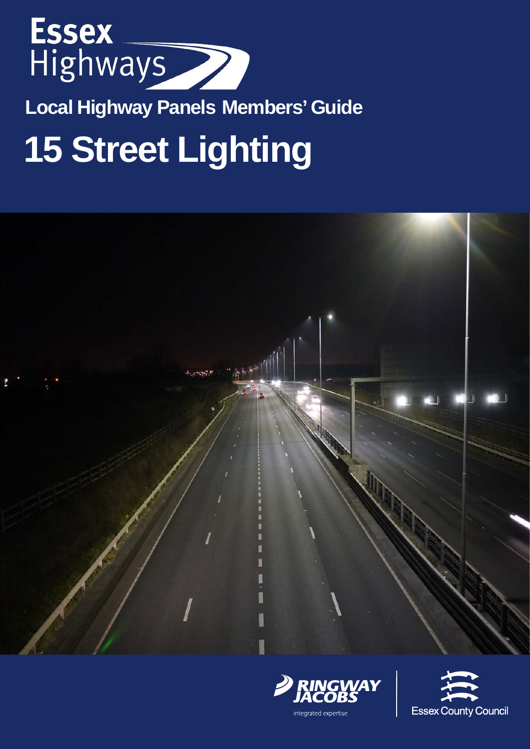Essex Highways

## Local Highway Panels Members' Guide

# 15 Street Lighting

RINGWAY JACOBS

integrated expertise

Essex County Council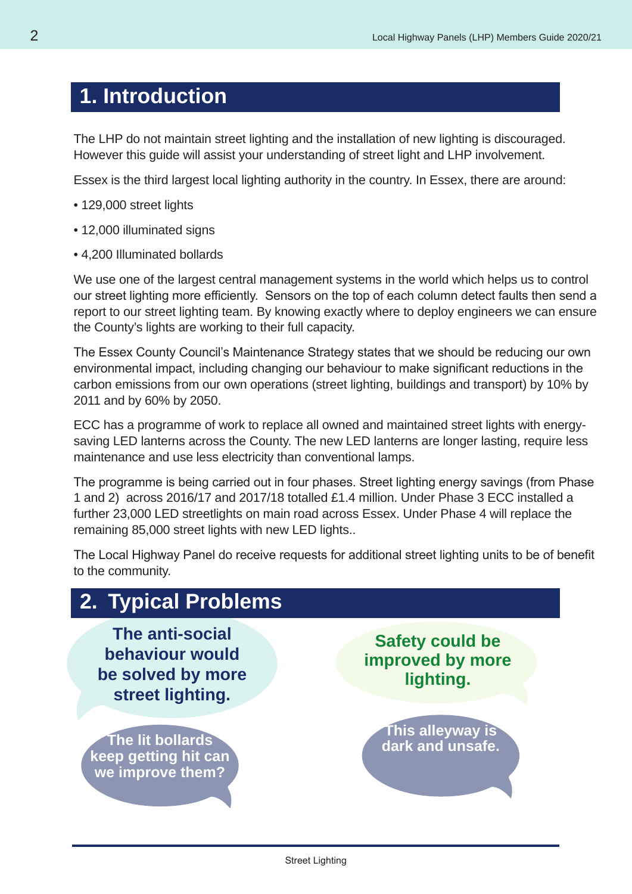# 1. Introduction

The LHP do not maintain street lighting and the installation of new lighting is discouraged. However this guide will assist your understanding of street light and LHP involvement.

Essex is the third largest local lighting authority in the country. In Essex, there are around:

- 129,000 street lights
- 12,000 illuminated signs
- 4,200 Illuminated bollards

We use one of the largest central management systems in the world which helps us to control our street lighting more efficiently. Sensors on the top of each column detect faults then send a report to our street lighting team. By knowing exactly where to deploy engineers we can ensure the County's lights are working to their full capacity.

The Essex County Council's Maintenance Strategy states that we should be reducing our own environmental impact, including changing our behaviour to make significant reductions in the carbon emissions from our own operations (street lighting, buildings and transport) by 10% by 2011 and by 60% by 2050.

ECC has a programme of work to replace all owned and maintained street lights with energy-saving LED lanterns across the County. The new LED lanterns are longer lasting, require less maintenance and use less electricity than conventional lamps.

The programme is being carried out in four phases. Street lighting energy savings (from Phase 1 and 2) across 2016/17 and 2017/18 totalled £1.4 million. Under Phase 3 ECC installed a further 23,000 LED streetlights on main road across Essex. Under Phase 4 will replace the remaining 85,000 street lights with new LED lights..

The Local Highway Panel do receive requests for additional street lighting units to be of benefit to the community.

# 2. Typical Problems

**The anti-social behaviour would be solved by more street lighting.**

**Safety could be improved by more lighting.**

**The lit bollards keep getting hit can we improve them?**

**This alleyway is dark and unsafe.**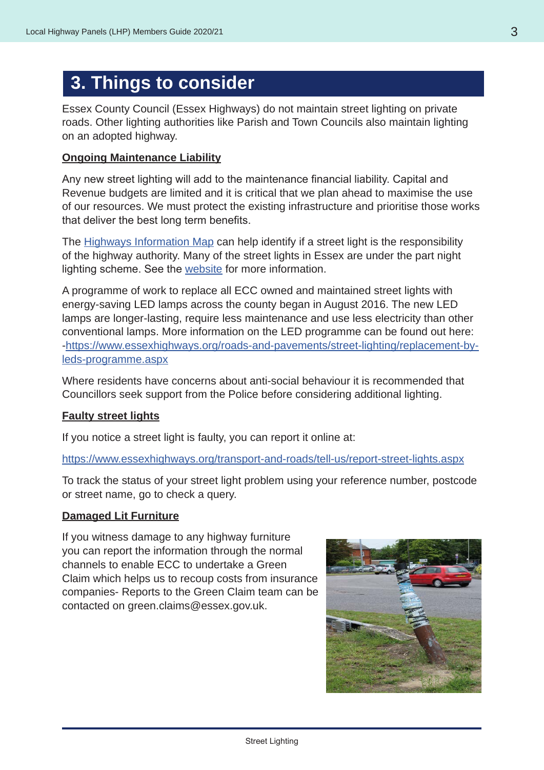# 3. Things to consider

Essex County Council (Essex Highways) do not maintain street lighting on private roads. Other lighting authorities like Parish and Town Councils also maintain lighting on an adopted highway.

**Ongoing Maintenance Liability**

Any new street lighting will add to the maintenance financial liability. Capital and Revenue budgets are limited and it is critical that we plan ahead to maximise the use of our resources. We must protect the existing infrastructure and prioritise those works that deliver the best long term benefits.

The Highways Information Map can help identify if a street light is the responsibility of the highway authority. Many of the street lights in Essex are under the part night lighting scheme. See the website for more information.

A programme of work to replace all ECC owned and maintained street lights with energy-saving LED lamps across the county began in August 2016. The new LED lamps are longer-lasting, require less maintenance and use less electricity than other conventional lamps. More information on the LED programme can be found out here: -https://www.essexhighways.org/roads-and-pavements/street-lighting/replacement-by-leds-programme.aspx

Where residents have concerns about anti-social behaviour it is recommended that Councillors seek support from the Police before considering additional lighting.

**Faulty street lights**

If you notice a street light is faulty, you can report it online at:

https://www.essexhighways.org/transport-and-roads/tell-us/report-street-lights.aspx

To track the status of your street light problem using your reference number, postcode or street name, go to check a query.

**Damaged Lit Furniture**

If you witness damage to any highway furniture you can report the information through the normal channels to enable ECC to undertake a Green Claim which helps us to recoup costs from insurance companies- Reports to the Green Claim team can be contacted on green.claims@essex.gov.uk.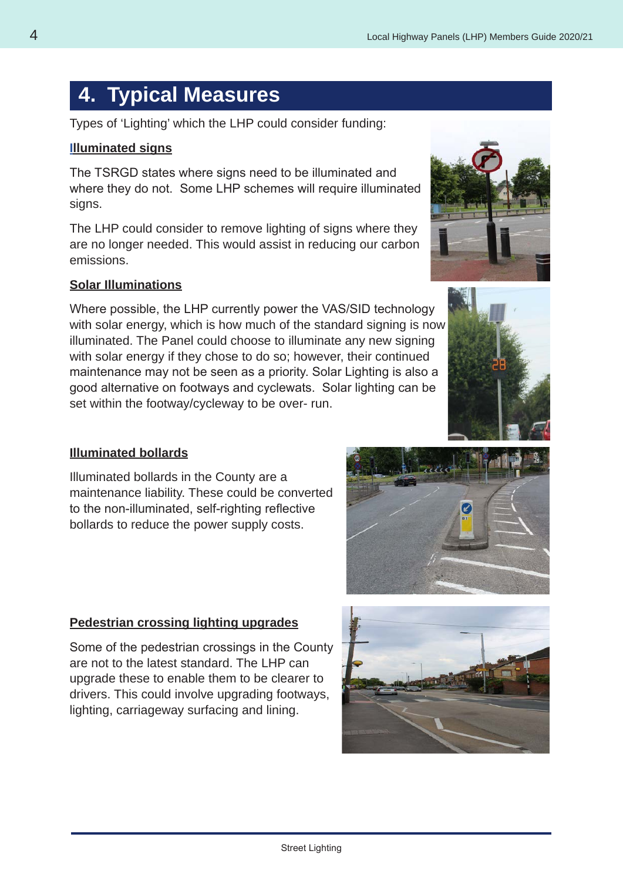## 4. Typical Measures

Types of 'Lighting' which the LHP could consider funding:

**Illuminated signs**

The TSRGD states where signs need to be illuminated and where they do not. Some LHP schemes will require illuminated signs.

The LHP could consider to remove lighting of signs where they are no longer needed. This would assist in reducing our carbon emissions.

**Solar Illuminations**

Where possible, the LHP currently power the VAS/SID technology with solar energy, which is how much of the standard signing is now illuminated. The Panel could choose to illuminate any new signing with solar energy if they chose to do so; however, their continued maintenance may not be seen as a priority. Solar Lighting is also a good alternative on footways and cyclewats. Solar lighting can be set within the footway/cycleway to be over- run.

**Illuminated bollards**

Illuminated bollards in the County are a maintenance liability. These could be converted to the non-illuminated, self-righting reflective bollards to reduce the power supply costs.

**Pedestrian crossing lighting upgrades**

Some of the pedestrian crossings in the County are not to the latest standard. The LHP can upgrade these to enable them to be clearer to drivers. This could involve upgrading footways, lighting, carriageway surfacing and lining.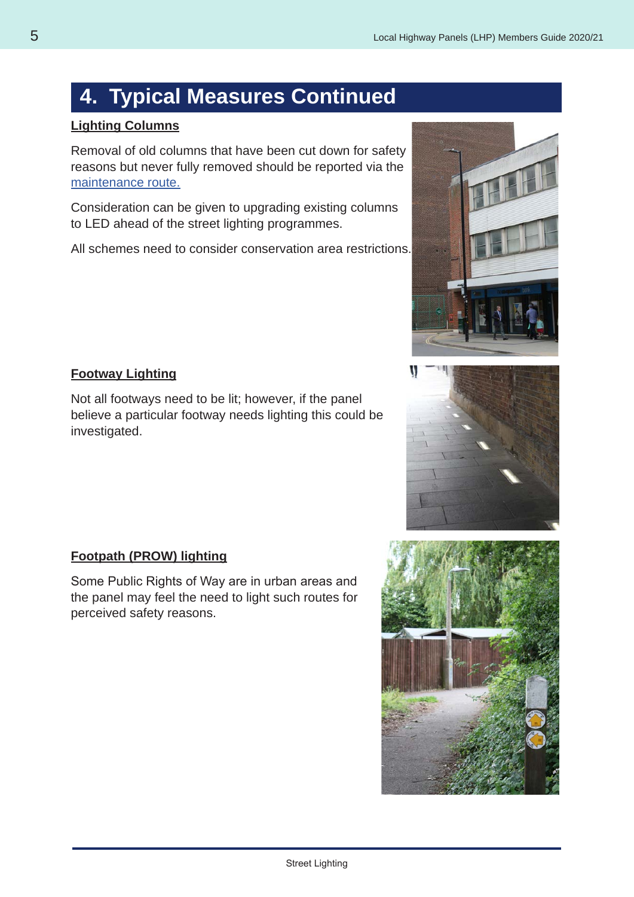## 4. Typical Measures Continued

**Lighting Columns**

Removal of old columns that have been cut down for safety reasons but never fully removed should be reported via the [maintenance route.]

Consideration can be given to upgrading existing columns to LED ahead of the street lighting programmes.

All schemes need to consider conservation area restrictions.

**Footway Lighting**

Not all footways need to be lit; however, if the panel believe a particular footway needs lighting this could be investigated.

**Footpath (PROW) lighting**

Some Public Rights of Way are in urban areas and the panel may feel the need to light such routes for perceived safety reasons.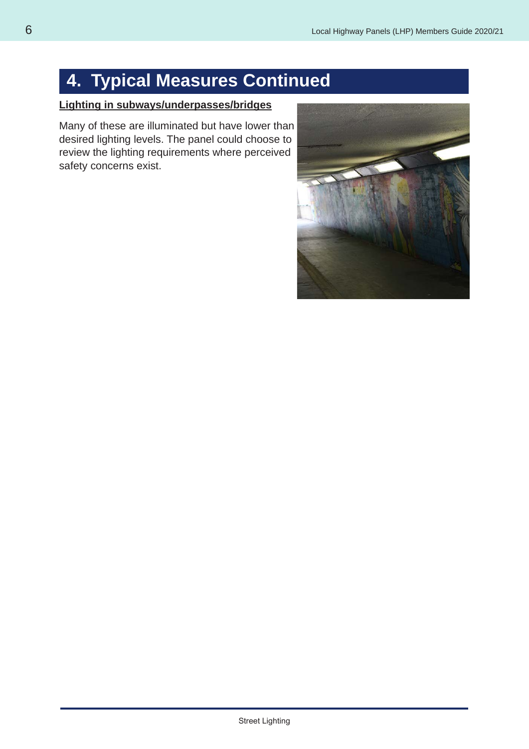# 4. Typical Measures Continued

**Lighting in subways/underpasses/bridges**

Many of these are illuminated but have lower than desired lighting levels. The panel could choose to review the lighting requirements where perceived safety concerns exist.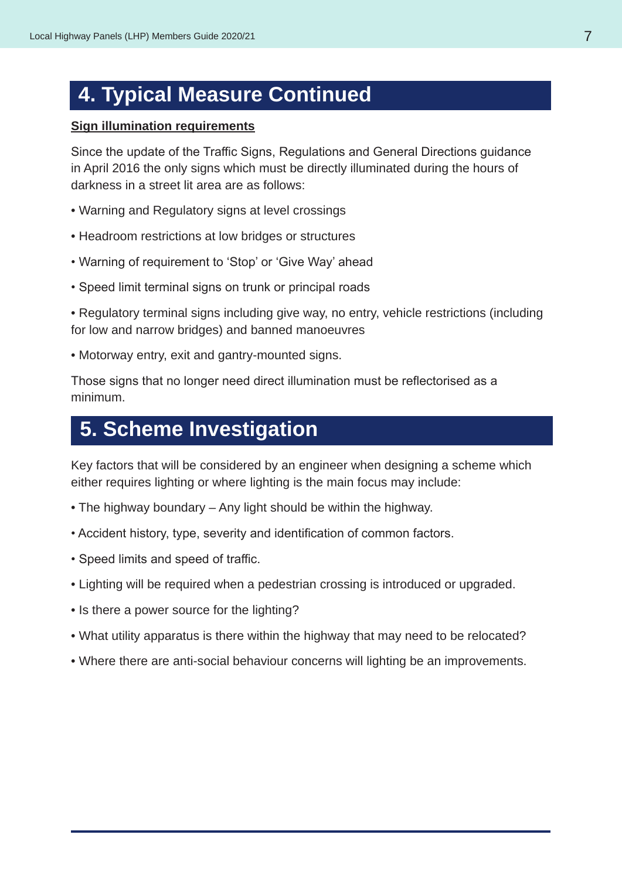## 4. Typical Measure Continued

**Sign illumination requirements**

Since the update of the Traffic Signs, Regulations and General Directions guidance in April 2016 the only signs which must be directly illuminated during the hours of darkness in a street lit area are as follows:

- Warning and Regulatory signs at level crossings
- Headroom restrictions at low bridges or structures
- Warning of requirement to 'Stop' or 'Give Way' ahead
- Speed limit terminal signs on trunk or principal roads
- Regulatory terminal signs including give way, no entry, vehicle restrictions (including for low and narrow bridges) and banned manoeuvres
- Motorway entry, exit and gantry-mounted signs.

Those signs that no longer need direct illumination must be reflectorised as a minimum.

## 5. Scheme Investigation

Key factors that will be considered by an engineer when designing a scheme which either requires lighting or where lighting is the main focus may include:

- The highway boundary – Any light should be within the highway.
- Accident history, type, severity and identification of common factors.
- Speed limits and speed of traffic.
- Lighting will be required when a pedestrian crossing is introduced or upgraded.
- Is there a power source for the lighting?
- What utility apparatus is there within the highway that may need to be relocated?
- Where there are anti-social behaviour concerns will lighting be an improvements.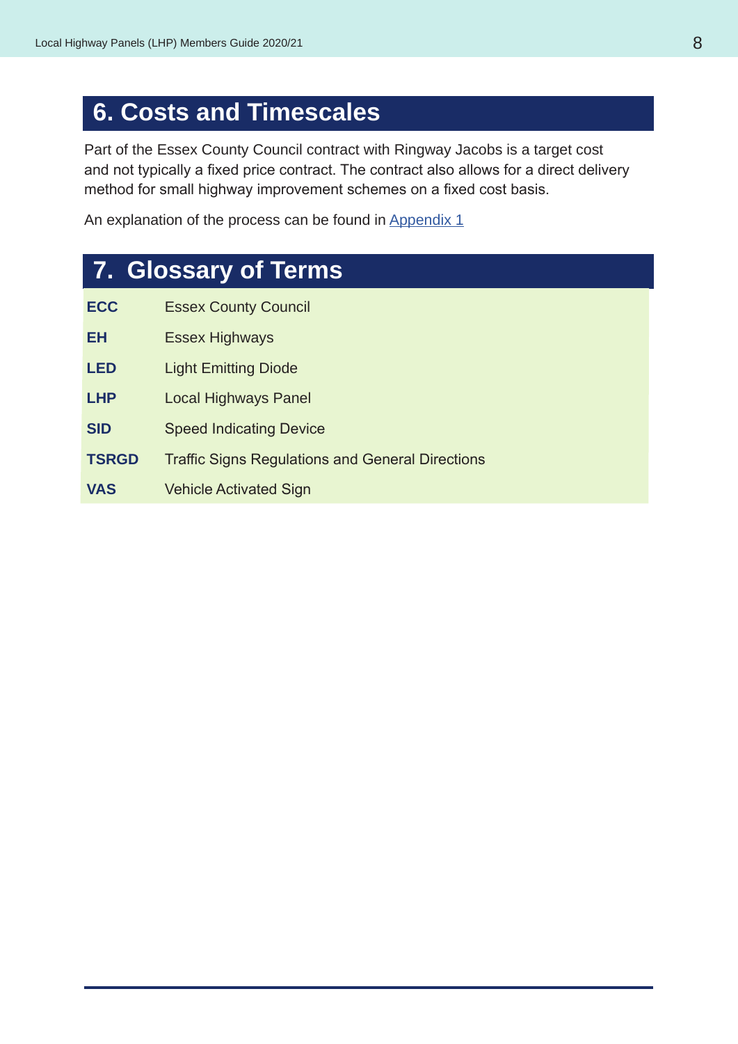## 6. Costs and Timescales

Part of the Essex County Council contract with Ringway Jacobs is a target cost and not typically a fixed price contract. The contract also allows for a direct delivery method for small highway improvement schemes on a fixed cost basis.

An explanation of the process can be found in Appendix 1

## 7. Glossary of Terms

| | |
|---|---|
| **ECC** | Essex County Council |
| **EH** | Essex Highways |
| **LED** | Light Emitting Diode |
| **LHP** | Local Highways Panel |
| **SID** | Speed Indicating Device |
| **TSRGD** | Traffic Signs Regulations and General Directions |
| **VAS** | Vehicle Activated Sign |